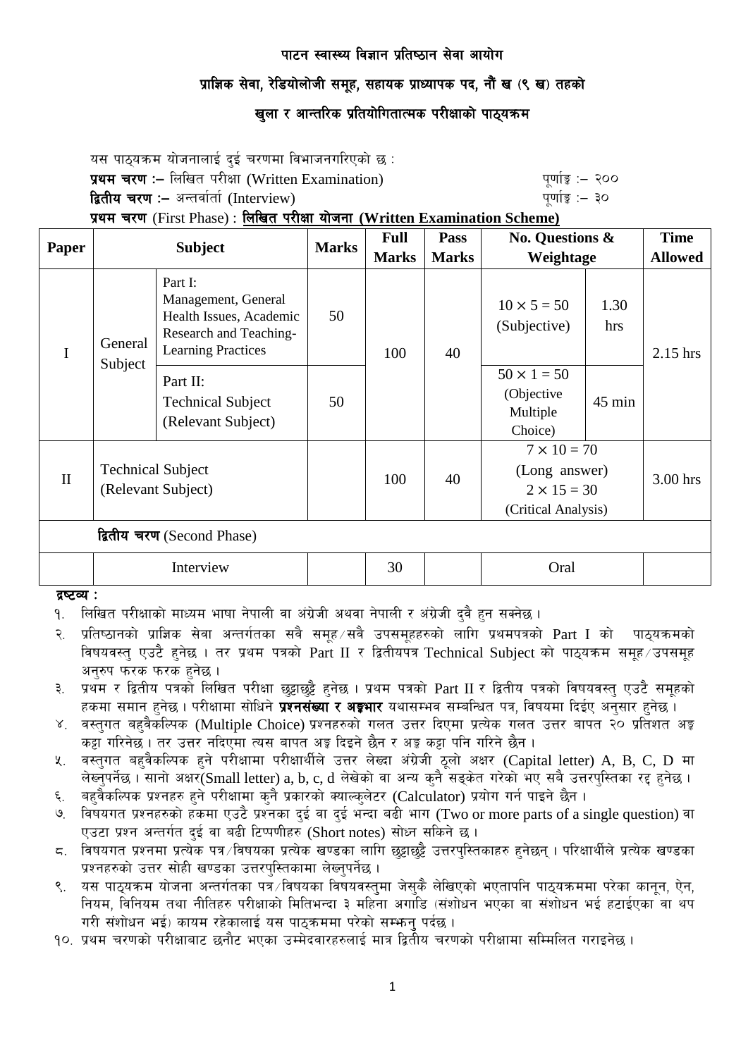# पाटन स्वास्थ्य विज्ञान प्रतिष्ठान सेवा आयोग

## प्राज्ञिक सेवा, रेडियोलोजी समूह, सहायक प्राध्यापक पद, नौं ख (९ ख) तहको

## खुला र आन्तरिक प्रतियोगितात्मक परीक्षाको पाठ्यक्रम

यस पाठ्यक्रम योजनालाई दुई चरणमा विभाजनगरिएको छ :

**प्रथम चरण :–** लिखित परीक्षा (Written Examination) पूर्णाङ्क :– २००

**द्वितीय चरण :–** अन्तर्वार्ता (Interview) पूर्णाङ्क :– ३०

**प्रथम चरण** (First Phase) : **लिखित परीक्षा योजना (Written Examination Scheme)**

| Paper | Subject | | Marks | Full Marks | Pass Marks | No. Questions & Weightage | | Time Allowed |
|---|---|---|---|---|---|---|---|---|
| I | General Subject | Part I: Management, General Health Issues, Academic Research and Teaching-Learning Practices | 50 | 100 | 40 | 10 × 5 = 50 (Subjective) | 1.30 hrs | 2.15 hrs |
| | | Part II: Technical Subject (Relevant Subject) | 50 | | | 50 × 1 = 50 (Objective Multiple Choice) | 45 min | |
| II | Technical Subject (Relevant Subject) | | | 100 | 40 | 7 × 10 = 70 (Long answer) 2 × 15 = 30 (Critical Analysis) | | 3.00 hrs |
| **द्वितीय चरण** (Second Phase) | | | | | | | | |
| | Interview | | | 30 | | Oral | | |

**द्रष्टव्य :**

१. लिखित परीक्षाको माध्यम भाषा नेपाली वा अंग्रेजी अथवा नेपाली र अंग्रेजी दुवै हुन सक्नेछ ।

२. प्रतिष्ठानको प्राज्ञिक सेवा अन्तर्गतका सवै समूह/सवै उपसमूहहरुको लागि प्रथमपत्रको Part I को पाठ्यक्रमको विषयवस्तु एउटै हुनेछ । तर प्रथम पत्रको Part II र द्वितीयपत्र Technical Subject को पाठ्यक्रम समूह/उपसमूह अनुरुप फरक फरक हुनेछ ।

३. प्रथम र द्वितीय पत्रको लिखित परीक्षा छुट्टाछुट्टै हुनेछ । प्रथम पत्रको Part II र द्वितीय पत्रको विषयवस्तु एउटै समूहको हकमा समान हुनेछ । परीक्षामा सोधिने **प्रश्नसंख्या र अङ्कभार** यथासम्भव सम्बन्धित पत्र, विषयमा दिईए अनुसार हुनेछ ।

४. वस्तुगत बहुवैकल्पिक (Multiple Choice) प्रश्नहरुको गलत उत्तर दिएमा प्रत्येक गलत उत्तर बापत २० प्रतिशत अङ्क कट्टा गरिनेछ । तर उत्तर नदिएमा त्यस बापत अङ्क दिइने छैन र अङ्क कट्टा पनि गरिने छैन ।

५. वस्तुगत बहुवैकल्पिक हुने परीक्षामा परीक्षार्थीले उत्तर लेख्दा अंग्रेजी ठूलो अक्षर (Capital letter) A, B, C, D मा लेख्नुपर्नेछ । सानो अक्षर(Small letter) a, b, c, d लेखेको वा अन्य कुनै सङ्केत गरेको भए सबै उत्तरपुस्तिका रद्द हुनेछ ।

६. बहुवैकल्पिक प्रश्नहरु हुने परीक्षामा कुनै प्रकारको क्याल्कुलेटर (Calculator) प्रयोग गर्न पाइने छैन ।

७. विषयगत प्रश्नहरुको हकमा एउटै प्रश्नका दुई वा दुई भन्दा बढी भाग (Two or more parts of a single question) वा एउटा प्रश्न अन्तर्गत दुई वा बढी टिप्पणीहरु (Short notes) सोध्न सकिने छ ।

८. विषयगत प्रश्नमा प्रत्येक पत्र/विषयका प्रत्येक खण्डका लागि छुट्टाछुट्टै उत्तरपुस्तिकाहरु हुनेछन् । परिक्षार्थीले प्रत्येक खण्डका प्रश्नहरुको उत्तर सोही खण्डका उत्तरपुस्तिकामा लेख्नुपर्नेछ ।

९. यस पाठ्यक्रम योजना अन्तर्गतका पत्र/विषयका विषयवस्तुमा जेसुकै लेखिएको भएतापनि पाठ्यक्रममा परेका कानून, ऐन, नियम, विनियम तथा नीतिहरु परीक्षाको मितिभन्दा ३ महिना अगाडि (संशोधन भएका वा संशोधन भई हटाईएका वा थप गरी संशोधन भई) कायम रहेकालाई यस पाठ्कममा परेको सम्झनु पर्दछ ।

१०. प्रथम चरणको परीक्षाबाट छनौट भएका उम्मेदवारहरुलाई मात्र द्वितीय चरणको परीक्षामा सम्मिलित गराइनेछ ।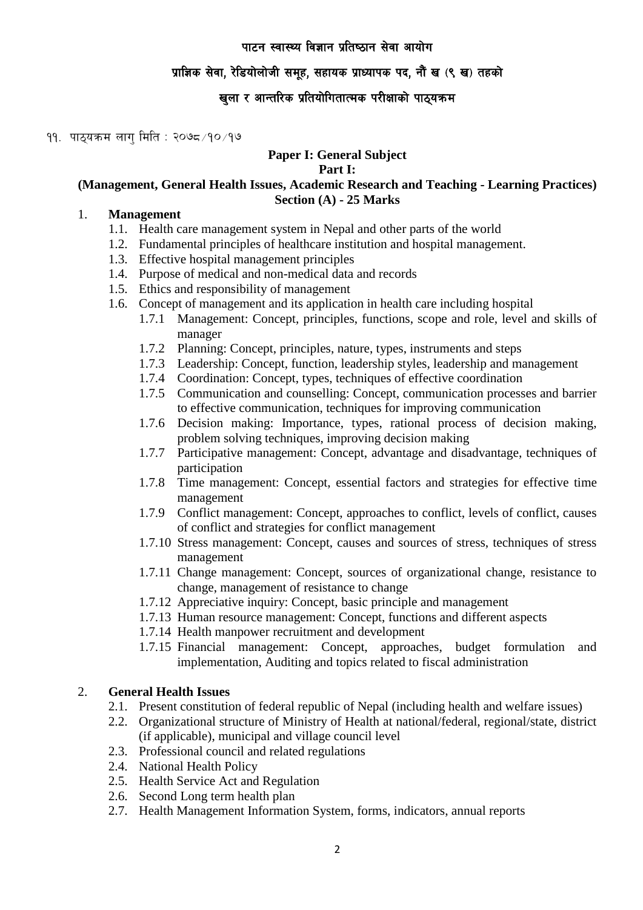# पाटन स्वास्थ्य विज्ञान प्रतिष्ठान सेवा आयोग

## प्राज्ञिक सेवा, रेडियोलोजी समूह, सहायक प्राध्यापक पद, नौं ख (९ ख) तहको

## खुला र आन्तरिक प्रतियोगितात्मक परीक्षाको पाठ्यक्रम

११. पाठ्यक्रम लागु मिति : २०७८/१०/१७

### Paper I: General Subject

### Part I:

### (Management, General Health Issues, Academic Research and Teaching - Learning Practices)

### Section (A) - 25 Marks

1. **Management**
   - 1.1. Health care management system in Nepal and other parts of the world
   - 1.2. Fundamental principles of healthcare institution and hospital management.
   - 1.3. Effective hospital management principles
   - 1.4. Purpose of medical and non-medical data and records
   - 1.5. Ethics and responsibility of management
   - 1.6. Concept of management and its application in health care including hospital
     - 1.7.1 Management: Concept, principles, functions, scope and role, level and skills of manager
     - 1.7.2 Planning: Concept, principles, nature, types, instruments and steps
     - 1.7.3 Leadership: Concept, function, leadership styles, leadership and management
     - 1.7.4 Coordination: Concept, types, techniques of effective coordination
     - 1.7.5 Communication and counselling: Concept, communication processes and barrier to effective communication, techniques for improving communication
     - 1.7.6 Decision making: Importance, types, rational process of decision making, problem solving techniques, improving decision making
     - 1.7.7 Participative management: Concept, advantage and disadvantage, techniques of participation
     - 1.7.8 Time management: Concept, essential factors and strategies for effective time management
     - 1.7.9 Conflict management: Concept, approaches to conflict, levels of conflict, causes of conflict and strategies for conflict management
     - 1.7.10 Stress management: Concept, causes and sources of stress, techniques of stress management
     - 1.7.11 Change management: Concept, sources of organizational change, resistance to change, management of resistance to change
     - 1.7.12 Appreciative inquiry: Concept, basic principle and management
     - 1.7.13 Human resource management: Concept, functions and different aspects
     - 1.7.14 Health manpower recruitment and development
     - 1.7.15 Financial management: Concept, approaches, budget formulation and implementation, Auditing and topics related to fiscal administration

2. **General Health Issues**
   - 2.1. Present constitution of federal republic of Nepal (including health and welfare issues)
   - 2.2. Organizational structure of Ministry of Health at national/federal, regional/state, district (if applicable), municipal and village council level
   - 2.3. Professional council and related regulations
   - 2.4. National Health Policy
   - 2.5. Health Service Act and Regulation
   - 2.6. Second Long term health plan
   - 2.7. Health Management Information System, forms, indicators, annual reports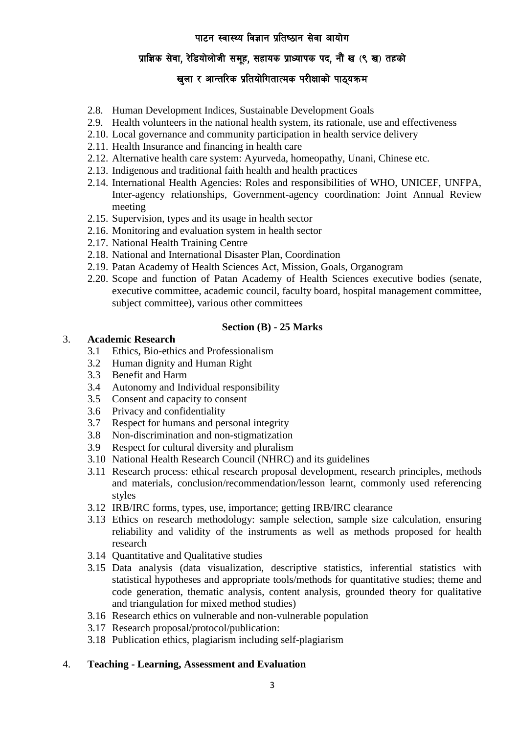- 2.8. Human Development Indices, Sustainable Development Goals
- 2.9. Health volunteers in the national health system, its rationale, use and effectiveness
- 2.10. Local governance and community participation in health service delivery
- 2.11. Health Insurance and financing in health care
- 2.12. Alternative health care system: Ayurveda, homeopathy, Unani, Chinese etc.
- 2.13. Indigenous and traditional faith health and health practices
- 2.14. International Health Agencies: Roles and responsibilities of WHO, UNICEF, UNFPA, Inter-agency relationships, Government-agency coordination: Joint Annual Review meeting
- 2.15. Supervision, types and its usage in health sector
- 2.16. Monitoring and evaluation system in health sector
- 2.17. National Health Training Centre
- 2.18. National and International Disaster Plan, Coordination
- 2.19. Patan Academy of Health Sciences Act, Mission, Goals, Organogram
- 2.20. Scope and function of Patan Academy of Health Sciences executive bodies (senate, executive committee, academic council, faculty board, hospital management committee, subject committee), various other committees

**Section (B) - 25 Marks**

3. **Academic Research**
   - 3.1 Ethics, Bio-ethics and Professionalism
   - 3.2 Human dignity and Human Right
   - 3.3 Benefit and Harm
   - 3.4 Autonomy and Individual responsibility
   - 3.5 Consent and capacity to consent
   - 3.6 Privacy and confidentiality
   - 3.7 Respect for humans and personal integrity
   - 3.8 Non-discrimination and non-stigmatization
   - 3.9 Respect for cultural diversity and pluralism
   - 3.10 National Health Research Council (NHRC) and its guidelines
   - 3.11 Research process: ethical research proposal development, research principles, methods and materials, conclusion/recommendation/lesson learnt, commonly used referencing styles
   - 3.12 IRB/IRC forms, types, use, importance; getting IRB/IRC clearance
   - 3.13 Ethics on research methodology: sample selection, sample size calculation, ensuring reliability and validity of the instruments as well as methods proposed for health research
   - 3.14 Quantitative and Qualitative studies
   - 3.15 Data analysis (data visualization, descriptive statistics, inferential statistics with statistical hypotheses and appropriate tools/methods for quantitative studies; theme and code generation, thematic analysis, content analysis, grounded theory for qualitative and triangulation for mixed method studies)
   - 3.16 Research ethics on vulnerable and non-vulnerable population
   - 3.17 Research proposal/protocol/publication:
   - 3.18 Publication ethics, plagiarism including self-plagiarism

4. **Teaching - Learning, Assessment and Evaluation**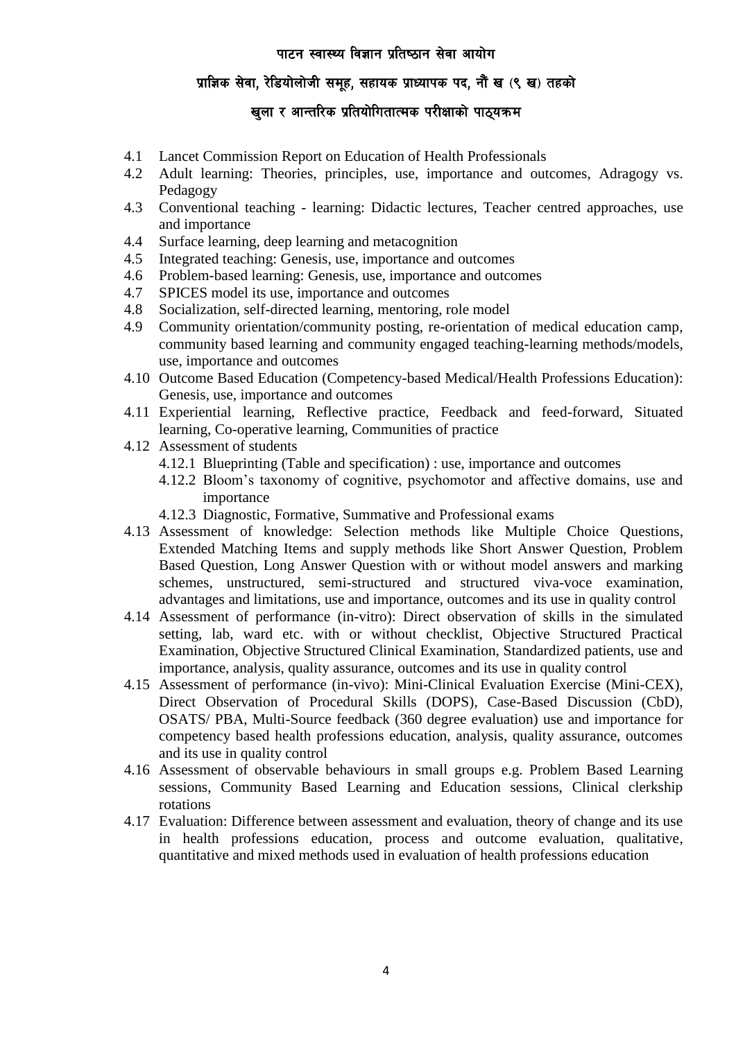- 4.1 Lancet Commission Report on Education of Health Professionals
- 4.2 Adult learning: Theories, principles, use, importance and outcomes, Adragogy vs. Pedagogy
- 4.3 Conventional teaching - learning: Didactic lectures, Teacher centred approaches, use and importance
- 4.4 Surface learning, deep learning and metacognition
- 4.5 Integrated teaching: Genesis, use, importance and outcomes
- 4.6 Problem-based learning: Genesis, use, importance and outcomes
- 4.7 SPICES model its use, importance and outcomes
- 4.8 Socialization, self-directed learning, mentoring, role model
- 4.9 Community orientation/community posting, re-orientation of medical education camp, community based learning and community engaged teaching-learning methods/models, use, importance and outcomes
- 4.10 Outcome Based Education (Competency-based Medical/Health Professions Education): Genesis, use, importance and outcomes
- 4.11 Experiential learning, Reflective practice, Feedback and feed-forward, Situated learning, Co-operative learning, Communities of practice
- 4.12 Assessment of students
  - 4.12.1 Blueprinting (Table and specification) : use, importance and outcomes
  - 4.12.2 Bloom's taxonomy of cognitive, psychomotor and affective domains, use and importance
  - 4.12.3 Diagnostic, Formative, Summative and Professional exams
- 4.13 Assessment of knowledge: Selection methods like Multiple Choice Questions, Extended Matching Items and supply methods like Short Answer Question, Problem Based Question, Long Answer Question with or without model answers and marking schemes, unstructured, semi-structured and structured viva-voce examination, advantages and limitations, use and importance, outcomes and its use in quality control
- 4.14 Assessment of performance (in-vitro): Direct observation of skills in the simulated setting, lab, ward etc. with or without checklist, Objective Structured Practical Examination, Objective Structured Clinical Examination, Standardized patients, use and importance, analysis, quality assurance, outcomes and its use in quality control
- 4.15 Assessment of performance (in-vivo): Mini-Clinical Evaluation Exercise (Mini-CEX), Direct Observation of Procedural Skills (DOPS), Case-Based Discussion (CbD), OSATS/ PBA, Multi-Source feedback (360 degree evaluation) use and importance for competency based health professions education, analysis, quality assurance, outcomes and its use in quality control
- 4.16 Assessment of observable behaviours in small groups e.g. Problem Based Learning sessions, Community Based Learning and Education sessions, Clinical clerkship rotations
- 4.17 Evaluation: Difference between assessment and evaluation, theory of change and its use in health professions education, process and outcome evaluation, qualitative, quantitative and mixed methods used in evaluation of health professions education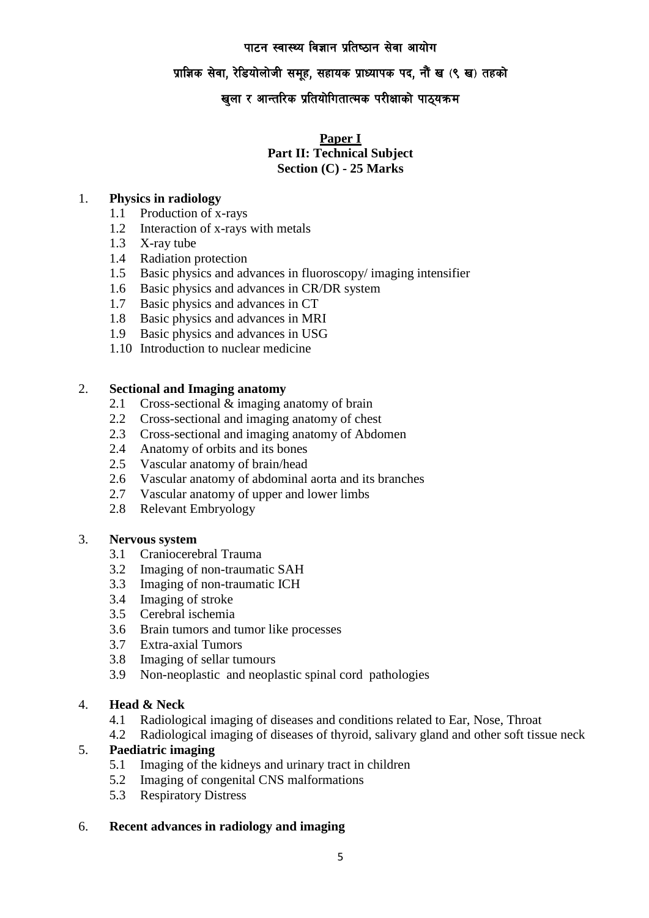पाटन स्वास्थ्य विज्ञान प्रतिष्ठान सेवा आयोग

प्राज्ञिक सेवा, रेडियोलोजी समूह, सहायक प्राध्यापक पद, नौं ख (९ ख) तहको

खुला र आन्तरिक प्रतियोगितात्मक परीक्षाको पाठ्यक्रम

**Paper I**

**Part II: Technical Subject**

**Section (C) - 25 Marks**

1. **Physics in radiology**
   - 1.1 Production of x-rays
   - 1.2 Interaction of x-rays with metals
   - 1.3 X-ray tube
   - 1.4 Radiation protection
   - 1.5 Basic physics and advances in fluoroscopy/ imaging intensifier
   - 1.6 Basic physics and advances in CR/DR system
   - 1.7 Basic physics and advances in CT
   - 1.8 Basic physics and advances in MRI
   - 1.9 Basic physics and advances in USG
   - 1.10 Introduction to nuclear medicine

2. **Sectional and Imaging anatomy**
   - 2.1 Cross-sectional & imaging anatomy of brain
   - 2.2 Cross-sectional and imaging anatomy of chest
   - 2.3 Cross-sectional and imaging anatomy of Abdomen
   - 2.4 Anatomy of orbits and its bones
   - 2.5 Vascular anatomy of brain/head
   - 2.6 Vascular anatomy of abdominal aorta and its branches
   - 2.7 Vascular anatomy of upper and lower limbs
   - 2.8 Relevant Embryology

3. **Nervous system**
   - 3.1 Craniocerebral Trauma
   - 3.2 Imaging of non-traumatic SAH
   - 3.3 Imaging of non-traumatic ICH
   - 3.4 Imaging of stroke
   - 3.5 Cerebral ischemia
   - 3.6 Brain tumors and tumor like processes
   - 3.7 Extra-axial Tumors
   - 3.8 Imaging of sellar tumours
   - 3.9 Non-neoplastic and neoplastic spinal cord pathologies

4. **Head & Neck**
   - 4.1 Radiological imaging of diseases and conditions related to Ear, Nose, Throat
   - 4.2 Radiological imaging of diseases of thyroid, salivary gland and other soft tissue neck

5. **Paediatric imaging**
   - 5.1 Imaging of the kidneys and urinary tract in children
   - 5.2 Imaging of congenital CNS malformations
   - 5.3 Respiratory Distress

6. **Recent advances in radiology and imaging**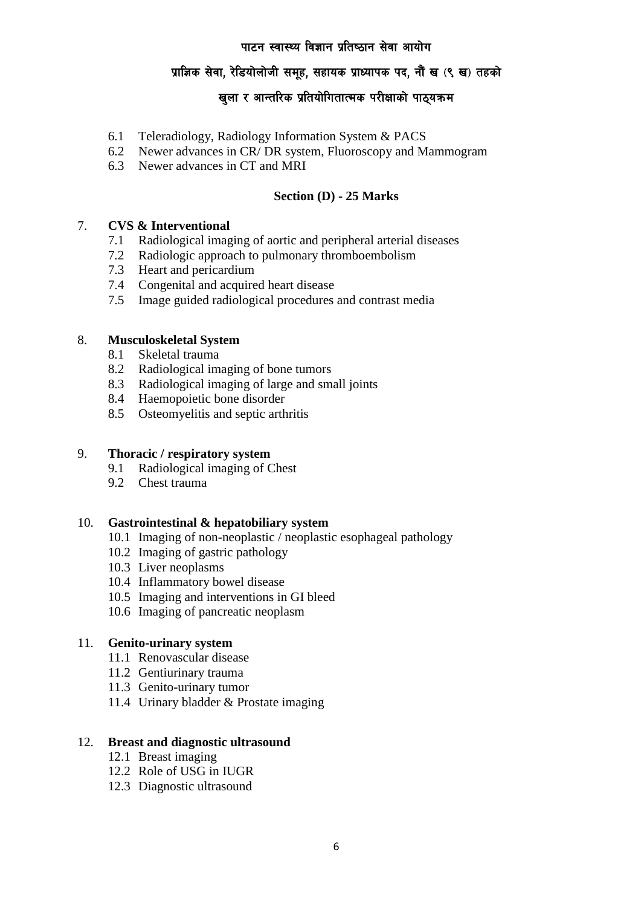6.1 Teleradiology, Radiology Information System & PACS
6.2 Newer advances in CR/ DR system, Fluoroscopy and Mammogram
6.3 Newer advances in CT and MRI

**Section (D) - 25 Marks**

7. **CVS & Interventional**
   7.1 Radiological imaging of aortic and peripheral arterial diseases
   7.2 Radiologic approach to pulmonary thromboembolism
   7.3 Heart and pericardium
   7.4 Congenital and acquired heart disease
   7.5 Image guided radiological procedures and contrast media

8. **Musculoskeletal System**
   8.1 Skeletal trauma
   8.2 Radiological imaging of bone tumors
   8.3 Radiological imaging of large and small joints
   8.4 Haemopoietic bone disorder
   8.5 Osteomyelitis and septic arthritis

9. **Thoracic / respiratory system**
   9.1 Radiological imaging of Chest
   9.2 Chest trauma

10. **Gastrointestinal & hepatobiliary system**
    10.1 Imaging of non-neoplastic / neoplastic esophageal pathology
    10.2 Imaging of gastric pathology
    10.3 Liver neoplasms
    10.4 Inflammatory bowel disease
    10.5 Imaging and interventions in GI bleed
    10.6 Imaging of pancreatic neoplasm

11. **Genito-urinary system**
    11.1 Renovascular disease
    11.2 Gentiurinary trauma
    11.3 Genito-urinary tumor
    11.4 Urinary bladder & Prostate imaging

12. **Breast and diagnostic ultrasound**
    12.1 Breast imaging
    12.2 Role of USG in IUGR
    12.3 Diagnostic ultrasound